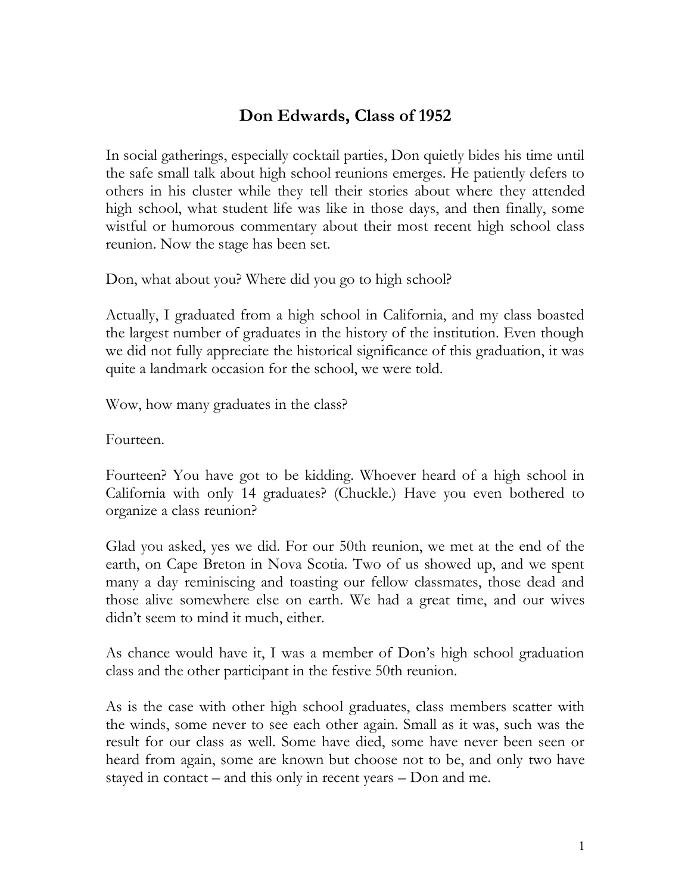# Don Edwards, Class of 1952

In social gatherings, especially cocktail parties, Don quietly bides his time until the safe small talk about high school reunions emerges. He patiently defers to others in his cluster while they tell their stories about where they attended high school, what student life was like in those days, and then finally, some wistful or humorous commentary about their most recent high school class reunion. Now the stage has been set.

Don, what about you? Where did you go to high school?

Actually, I graduated from a high school in California, and my class boasted the largest number of graduates in the history of the institution. Even though we did not fully appreciate the historical significance of this graduation, it was quite a landmark occasion for the school, we were told.

Wow, how many graduates in the class?

Fourteen.

Fourteen? You have got to be kidding. Whoever heard of a high school in California with only 14 graduates? (Chuckle.) Have you even bothered to organize a class reunion?

Glad you asked, yes we did. For our 50th reunion, we met at the end of the earth, on Cape Breton in Nova Scotia. Two of us showed up, and we spent many a day reminiscing and toasting our fellow classmates, those dead and those alive somewhere else on earth. We had a great time, and our wives didn't seem to mind it much, either.

As chance would have it, I was a member of Don's high school graduation class and the other participant in the festive 50th reunion.

As is the case with other high school graduates, class members scatter with the winds, some never to see each other again. Small as it was, such was the result for our class as well. Some have died, some have never been seen or heard from again, some are known but choose not to be, and only two have stayed in contact – and this only in recent years – Don and me.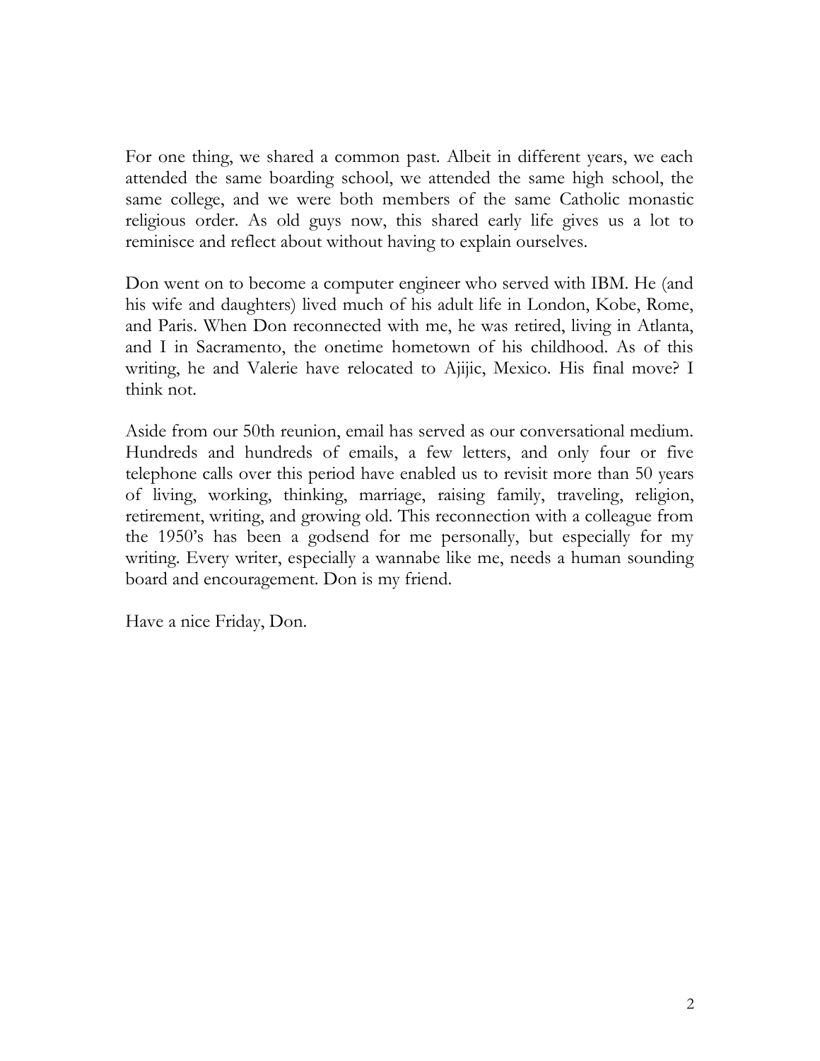For one thing, we shared a common past. Albeit in different years, we each attended the same boarding school, we attended the same high school, the same college, and we were both members of the same Catholic monastic religious order. As old guys now, this shared early life gives us a lot to reminisce and reflect about without having to explain ourselves.

Don went on to become a computer engineer who served with IBM. He (and his wife and daughters) lived much of his adult life in London, Kobe, Rome, and Paris. When Don reconnected with me, he was retired, living in Atlanta, and I in Sacramento, the onetime hometown of his childhood. As of this writing, he and Valerie have relocated to Ajijic, Mexico. His final move? I think not.

Aside from our 50th reunion, email has served as our conversational medium. Hundreds and hundreds of emails, a few letters, and only four or five telephone calls over this period have enabled us to revisit more than 50 years of living, working, thinking, marriage, raising family, traveling, religion, retirement, writing, and growing old. This reconnection with a colleague from the 1950's has been a godsend for me personally, but especially for my writing. Every writer, especially a wannabe like me, needs a human sounding board and encouragement. Don is my friend.

Have a nice Friday, Don.